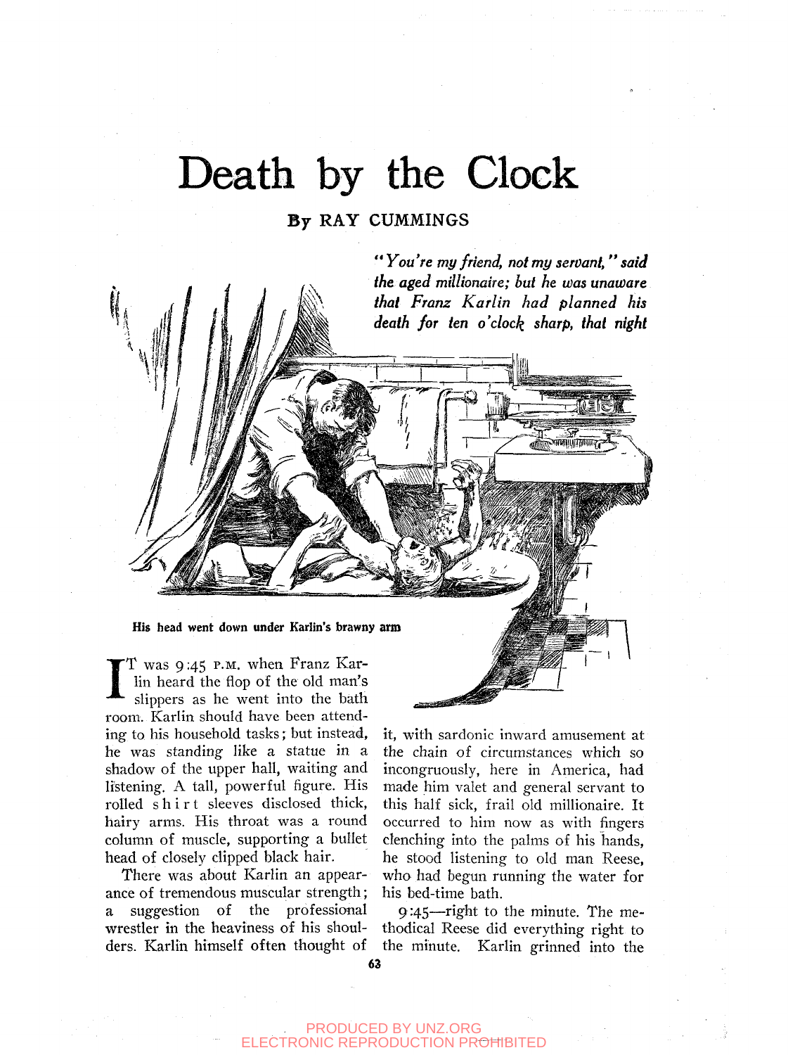# Death by the Clock

**By RAY CUMMINGS**

***"You're my friend, not my servant," said the aged millionaire; but he was unaware that Franz Karlin had planned his death for ten o'clock sharp, that night***

**His head went down under Karlin's brawny arm**

IT was 9:45 P.M. when Franz Karlin heard the flop of the old man's slippers as he went into the bath room. Karlin should have been attending to his household tasks; but instead, he was standing like a statue in a shadow of the upper hall, waiting and listening. A tall, powerful figure. His rolled shirt sleeves disclosed thick, hairy arms. His throat was a round column of muscle, supporting a bullet head of closely clipped black hair.

There was about Karlin an appearance of tremendous muscular strength; a suggestion of the professional wrestler in the heaviness of his shoulders. Karlin himself often thought of it, with sardonic inward amusement at the chain of circumstances which so incongruously, here in America, had made him valet and general servant to this half sick, frail old millionaire. It occurred to him now as with fingers clenching into the palms of his hands, he stood listening to old man Reese, who had begun running the water for his bed-time bath.

9:45—right to the minute. The methodical Reese did everything right to the minute. Karlin grinned into the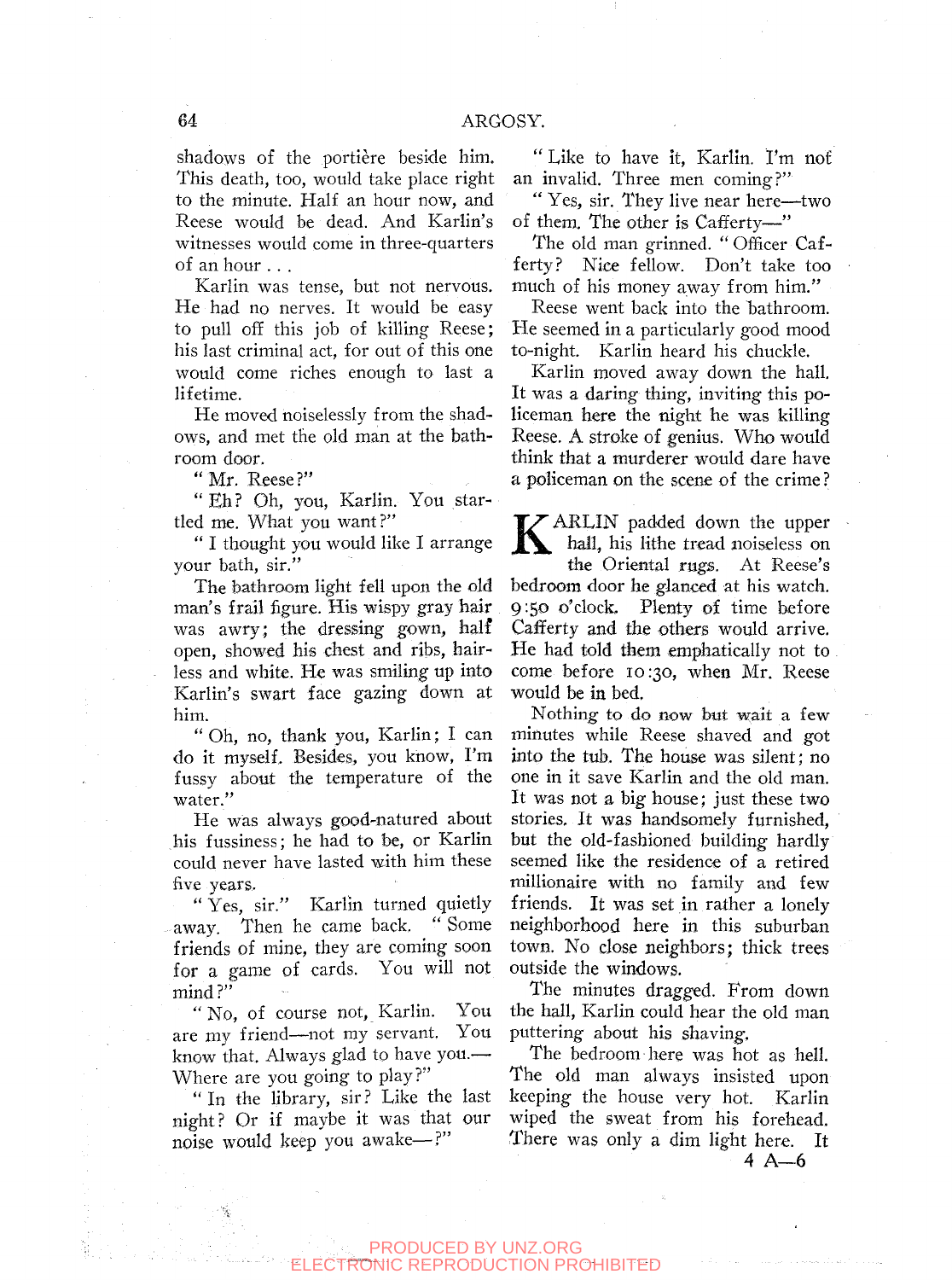shadows of the portière beside him. This death, too, would take place right to the minute. Half an hour now, and Reese would be dead. And Karlin's witnesses would come in three-quarters of an hour . . .

Karlin was tense, but not nervous. He had no nerves. It would be easy to pull off this job of killing Reese; his last criminal act, for out of this one would come riches enough to last a lifetime.

He moved noiselessly from the shadows, and met the old man at the bathroom door.

"Mr. Reese?"

"Eh? Oh, you, Karlin. You startled me. What you want?"

"I thought you would like I arrange your bath, sir."

The bathroom light fell upon the old man's frail figure. His wispy gray hair was awry; the dressing gown, half open, showed his chest and ribs, hairless and white. He was smiling up into Karlin's swart face gazing down at him.

"Oh, no, thank you, Karlin; I can do it myself. Besides, you know, I'm fussy about the temperature of the water."

He was always good-natured about his fussiness; he had to be, or Karlin could never have lasted with him these five years.

"Yes, sir." Karlin turned quietly away. Then he came back. "Some friends of mine, they are coming soon for a game of cards. You will not mind?"

"No, of course not, Karlin. You are my friend—not my servant. You know that. Always glad to have you.—Where are you going to play?"

"In the library, sir? Like the last night? Or if maybe it was that our noise would keep you awake—?"

"Like to have it, Karlin. I'm not an invalid. Three men coming?"

"Yes, sir. They live near here—two of them. The other is Cafferty—"

The old man grinned. "Officer Cafferty? Nice fellow. Don't take too much of his money away from him."

Reese went back into the bathroom. He seemed in a particularly good mood to-night. Karlin heard his chuckle.

Karlin moved away down the hall. It was a daring thing, inviting this policeman here the night he was killing Reese. A stroke of genius. Who would think that a murderer would dare have a policeman on the scene of the crime?

KARLIN padded down the upper hall, his lithe tread noiseless on the Oriental rugs. At Reese's bedroom door he glanced at his watch. 9:50 o'clock. Plenty of time before Cafferty and the others would arrive. He had told them emphatically not to come before 10:30, when Mr. Reese would be in bed.

Nothing to do now but wait a few minutes while Reese shaved and got into the tub. The house was silent; no one in it save Karlin and the old man. It was not a big house; just these two stories. It was handsomely furnished, but the old-fashioned building hardly seemed like the residence of a retired millionaire with no family and few friends. It was set in rather a lonely neighborhood here in this suburban town. No close neighbors; thick trees outside the windows.

The minutes dragged. From down the hall, Karlin could hear the old man puttering about his shaving.

The bedroom here was hot as hell. The old man always insisted upon keeping the house very hot. Karlin wiped the sweat from his forehead. There was only a dim light here. It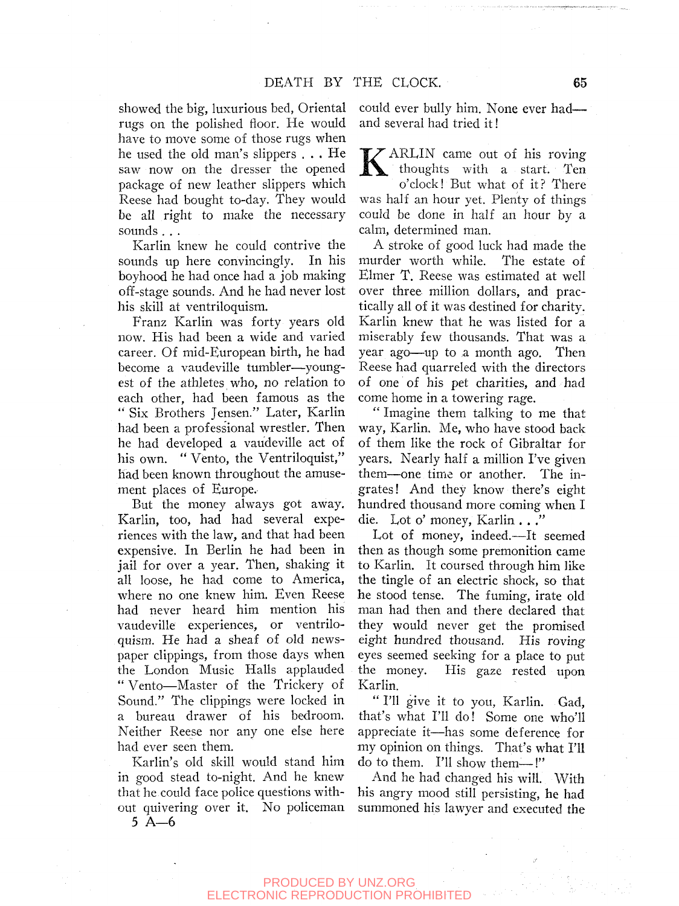showed the big, luxurious bed, Oriental rugs on the polished floor. He would have to move some of those rugs when he used the old man's slippers . . . He saw now on the dresser the opened package of new leather slippers which Reese had bought to-day. They would be all right to make the necessary sounds . . .

Karlin knew he could contrive the sounds up here convincingly. In his boyhood he had once had a job making off-stage sounds. And he had never lost his skill at ventriloquism.

Franz Karlin was forty years old now. His had been a wide and varied career. Of mid-European birth, he had become a vaudeville tumbler—youngest of the athletes who, no relation to each other, had been famous as the "Six Brothers Jensen." Later, Karlin had been a professional wrestler. Then he had developed a vaudeville act of his own. "Vento, the Ventriloquist," had been known throughout the amusement places of Europe.

But the money always got away. Karlin, too, had had several experiences with the law, and that had been expensive. In Berlin he had been in jail for over a year. Then, shaking it all loose, he had come to America, where no one knew him. Even Reese had never heard him mention his vaudeville experiences, or ventriloquism. He had a sheaf of old newspaper clippings, from those days when the London Music Halls applauded "Vento—Master of the Trickery of Sound." The clippings were locked in a bureau drawer of his bedroom. Neither Reese nor any one else here had ever seen them.

Karlin's old skill would stand him in good stead to-night. And he knew that he could face police questions without quivering over it. No policeman could ever bully him. None ever had—and several had tried it!

KARLIN came out of his roving thoughts with a start. Ten o'clock! But what of it? There was half an hour yet. Plenty of things could be done in half an hour by a calm, determined man.

A stroke of good luck had made the murder worth while. The estate of Elmer T. Reese was estimated at well over three million dollars, and practically all of it was destined for charity. Karlin knew that he was listed for a miserably few thousands. That was a year ago—up to a month ago. Then Reese had quarreled with the directors of one of his pet charities, and had come home in a towering rage.

"Imagine them talking to me that way, Karlin. Me, who have stood back of them like the rock of Gibraltar for years. Nearly half a million I've given them—one time or another. The ingrates! And they know there's eight hundred thousand more coming when I die. Lot o' money, Karlin . . ."

Lot of money, indeed.—It seemed then as though some premonition came to Karlin. It coursed through him like the tingle of an electric shock, so that he stood tense. The fuming, irate old man had then and there declared that they would never get the promised eight hundred thousand. His roving eyes seemed seeking for a place to put the money. His gaze rested upon Karlin.

"I'll give it to you, Karlin. Gad, that's what I'll do! Some one who'll appreciate it—has some deference for my opinion on things. That's what I'll do to them. I'll show them—!"

And he had changed his will. With his angry mood still persisting, he had summoned his lawyer and executed the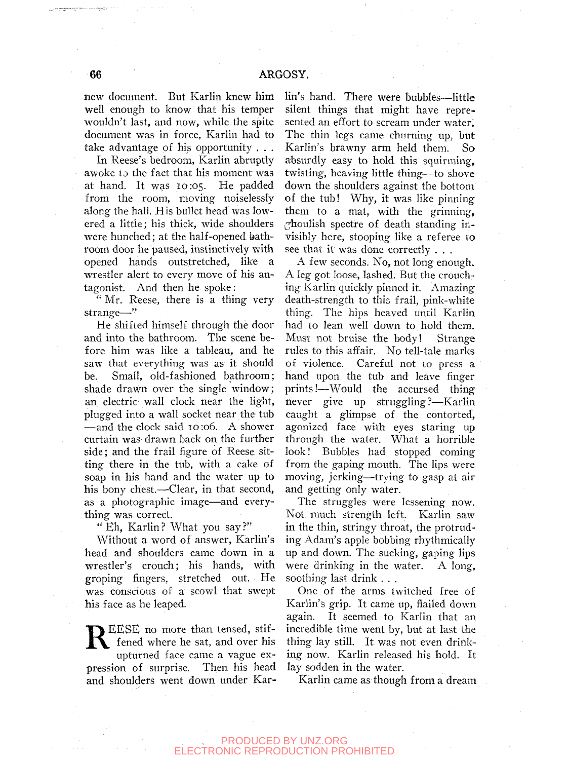new document. But Karlin knew him well enough to know that his temper wouldn't last, and now, while the spite document was in force, Karlin had to take advantage of his opportunity . . .

In Reese's bedroom, Karlin abruptly awoke to the fact that his moment was at hand. It was 10:05. He padded from the room, moving noiselessly along the hall. His bullet head was lowered a little; his thick, wide shoulders were hunched; at the half-opened bathroom door he paused, instinctively with opened hands outstretched, like a wrestler alert to every move of his antagonist. And then he spoke:

" Mr. Reese, there is a thing very strange—"

He shifted himself through the door and into the bathroom. The scene before him was like a tableau, and he saw that everything was as it should be. Small, old-fashioned bathroom; shade drawn over the single window; an electric wall clock near the light, plugged into a wall socket near the tub—and the clock said 10:06. A shower curtain was drawn back on the further side; and the frail figure of Reese sitting there in the tub, with a cake of soap in his hand and the water up to his bony chest.—Clear, in that second, as a photographic image—and everything was correct.

" Eh, Karlin? What you say?"

Without a word of answer, Karlin's head and shoulders came down in a wrestler's crouch; his hands, with groping fingers, stretched out. He was conscious of a scowl that swept his face as he leaped.

REESE no more than tensed, stiffened where he sat, and over his upturned face came a vague expression of surprise. Then his head and shoulders went down under Karlin's hand. There were bubbles—little silent things that might have represented an effort to scream under water. The thin legs came churning up, but Karlin's brawny arm held them. So absurdly easy to hold this squirming, twisting, heaving little thing—to shove down the shoulders against the bottom of the tub! Why, it was like pinning them to a mat, with the grinning, ghoulish spectre of death standing invisibly here, stooping like a referee to see that it was done correctly . . .

A few seconds. No, not long enough. A leg got loose, lashed. But the crouching Karlin quickly pinned it. Amazing death-strength to this frail, pink-white thing. The hips heaved until Karlin had to lean well down to hold them. Must not bruise the body! Strange rules to this affair. No tell-tale marks of violence. Careful not to press a hand upon the tub and leave finger prints!—Would the accursed thing never give up struggling?—Karlin caught a glimpse of the contorted, agonized face with eyes staring up through the water. What a horrible look! Bubbles had stopped coming from the gaping mouth. The lips were moving, jerking—trying to gasp at air and getting only water.

The struggles were lessening now. Not much strength left. Karlin saw in the thin, stringy throat, the protruding Adam's apple bobbing rhythmically up and down. The sucking, gaping lips were drinking in the water. A long, soothing last drink . . .

One of the arms twitched free of Karlin's grip. It came up, flailed down again. It seemed to Karlin that an incredible time went by, but at last the thing lay still. It was not even drinking now. Karlin released his hold. It lay sodden in the water.

Karlin came as though from a dream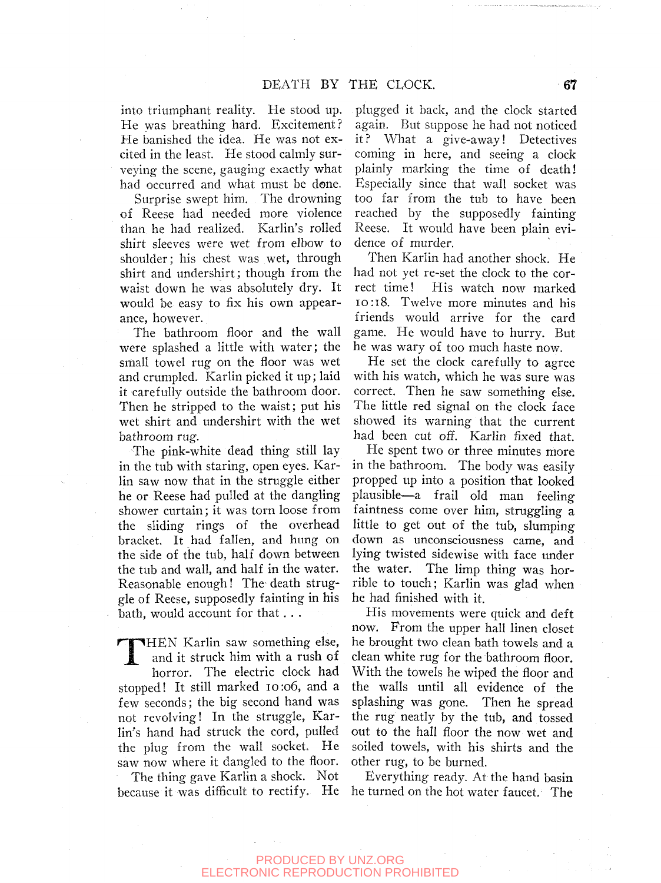into triumphant reality. He stood up. He was breathing hard. Excitement? He banished the idea. He was not excited in the least. He stood calmly surveying the scene, gauging exactly what had occurred and what must be done.

Surprise swept him. The drowning of Reese had needed more violence than he had realized. Karlin's rolled shirt sleeves were wet from elbow to shoulder; his chest was wet, through shirt and undershirt; though from the waist down he was absolutely dry. It would be easy to fix his own appearance, however.

The bathroom floor and the wall were splashed a little with water; the small towel rug on the floor was wet and crumpled. Karlin picked it up; laid it carefully outside the bathroom door. Then he stripped to the waist; put his wet shirt and undershirt with the wet bathroom rug.

The pink-white dead thing still lay in the tub with staring, open eyes. Karlin saw now that in the struggle either he or Reese had pulled at the dangling shower curtain; it was torn loose from the sliding rings of the overhead bracket. It had fallen, and hung on the side of the tub, half down between the tub and wall, and half in the water. Reasonable enough! The death struggle of Reese, supposedly fainting in his bath, would account for that . . .

THEN Karlin saw something else, and it struck him with a rush of horror. The electric clock had stopped! It still marked 10:06, and a few seconds; the big second hand was not revolving! In the struggle, Karlin's hand had struck the cord, pulled the plug from the wall socket. He saw now where it dangled to the floor.

The thing gave Karlin a shock. Not because it was difficult to rectify. He plugged it back, and the clock started again. But suppose he had not noticed it? What a give-away! Detectives coming in here, and seeing a clock plainly marking the time of death! Especially since that wall socket was too far from the tub to have been reached by the supposedly fainting Reese. It would have been plain evidence of murder.

Then Karlin had another shock. He had not yet re-set the clock to the correct time! His watch now marked 10:18. Twelve more minutes and his friends would arrive for the card game. He would have to hurry. But he was wary of too much haste now.

He set the clock carefully to agree with his watch, which he was sure was correct. Then he saw something else. The little red signal on the clock face showed its warning that the current had been cut off. Karlin fixed that.

He spent two or three minutes more in the bathroom. The body was easily propped up into a position that looked plausible—a frail old man feeling faintness come over him, struggling a little to get out of the tub, slumping down as unconsciousness came, and lying twisted sidewise with face under the water. The limp thing was horrible to touch; Karlin was glad when he had finished with it.

His movements were quick and deft now. From the upper hall linen closet he brought two clean bath towels and a clean white rug for the bathroom floor. With the towels he wiped the floor and the walls until all evidence of the splashing was gone. Then he spread the rug neatly by the tub, and tossed out to the hall floor the now wet and soiled towels, with his shirts and the other rug, to be burned.

Everything ready. At the hand basin he turned on the hot water faucet. The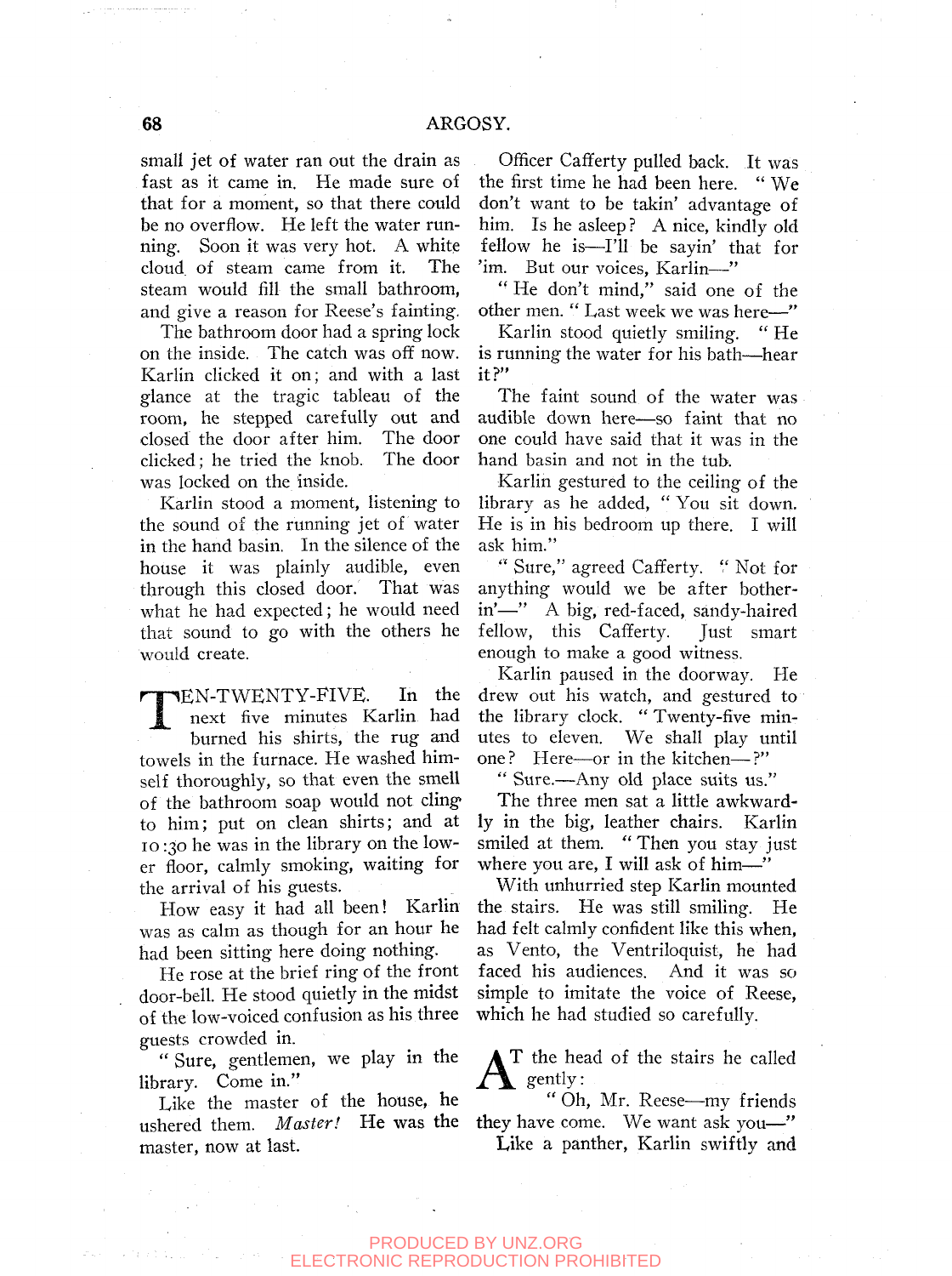small jet of water ran out the drain as fast as it came in. He made sure of that for a moment, so that there could be no overflow. He left the water running. Soon it was very hot. A white cloud of steam came from it. The steam would fill the small bathroom, and give a reason for Reese's fainting.

The bathroom door had a spring lock on the inside. The catch was off now. Karlin clicked it on; and with a last glance at the tragic tableau of the room, he stepped carefully out and closed the door after him. The door clicked; he tried the knob. The door was locked on the inside.

Karlin stood a moment, listening to the sound of the running jet of water in the hand basin. In the silence of the house it was plainly audible, even through this closed door. That was what he had expected; he would need that sound to go with the others he would create.

TEN-TWENTY-FIVE. In the next five minutes Karlin had burned his shirts, the rug and towels in the furnace. He washed himself thoroughly, so that even the smell of the bathroom soap would not cling to him; put on clean shirts; and at 10:30 he was in the library on the lower floor, calmly smoking, waiting for the arrival of his guests.

How easy it had all been! Karlin was as calm as though for an hour he had been sitting here doing nothing.

He rose at the brief ring of the front door-bell. He stood quietly in the midst of the low-voiced confusion as his three guests crowded in.

"Sure, gentlemen, we play in the library. Come in."

Like the master of the house, he ushered them. *Master!* He was the master, now at last.

Officer Cafferty pulled back. It was the first time he had been here. "We don't want to be takin' advantage of him. Is he asleep? A nice, kindly old fellow he is—I'll be sayin' that for 'im. But our voices, Karlin—"

"He don't mind," said one of the other men. "Last week we was here—"

Karlin stood quietly smiling. "He is running the water for his bath—hear it?"

The faint sound of the water was audible down here—so faint that no one could have said that it was in the hand basin and not in the tub.

Karlin gestured to the ceiling of the library as he added, "You sit down. He is in his bedroom up there. I will ask him."

"Sure," agreed Cafferty. "Not for anything would we be after botherin'—" A big, red-faced, sandy-haired fellow, this Cafferty. Just smart enough to make a good witness.

Karlin paused in the doorway. He drew out his watch, and gestured to the library clock. "Twenty-five minutes to eleven. We shall play until one? Here—or in the kitchen—?"

"Sure.—Any old place suits us."

The three men sat a little awkwardly in the big, leather chairs. Karlin smiled at them. "Then you stay just where you are, I will ask of him—"

With unhurried step Karlin mounted the stairs. He was still smiling. He had felt calmly confident like this when, as Vento, the Ventriloquist, he had faced his audiences. And it was so simple to imitate the voice of Reese, which he had studied so carefully.

AT the head of the stairs he called gently:

"Oh, Mr. Reese—my friends they have come. We want ask you—"

Like a panther, Karlin swiftly and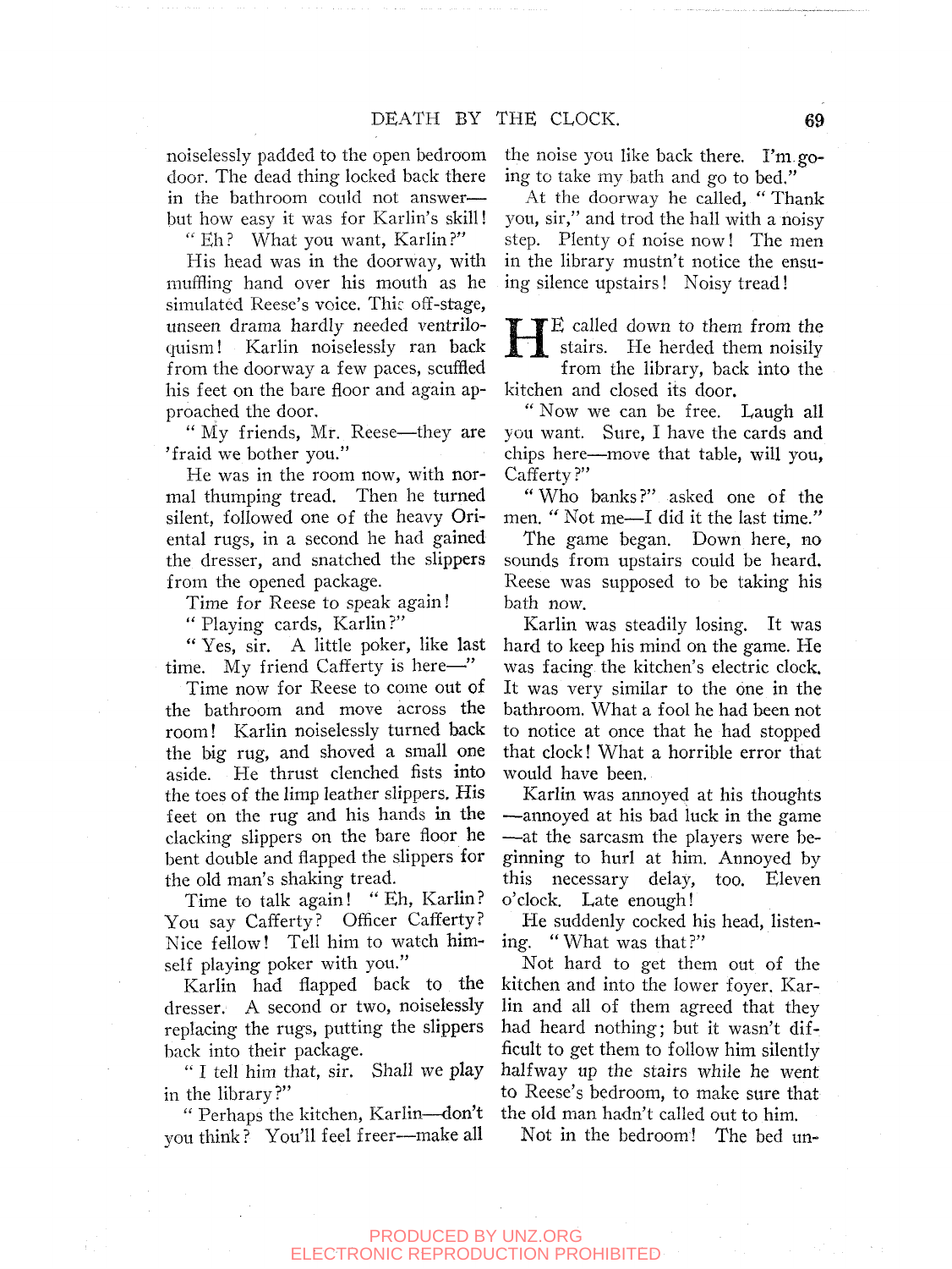noiselessly padded to the open bedroom door. The dead thing locked back there in the bathroom could not answer—but how easy it was for Karlin's skill!

"Eh? What you want, Karlin?"

His head was in the doorway, with muffling hand over his mouth as he simulated Reese's voice. This off-stage, unseen drama hardly needed ventriloquism! Karlin noiselessly ran back from the doorway a few paces, scuffled his feet on the bare floor and again approached the door.

"My friends, Mr. Reese—they are 'fraid we bother you."

He was in the room now, with normal thumping tread. Then he turned silent, followed one of the heavy Oriental rugs, in a second he had gained the dresser, and snatched the slippers from the opened package.

Time for Reese to speak again!

"Playing cards, Karlin?"

"Yes, sir. A little poker, like last time. My friend Cafferty is here—"

Time now for Reese to come out of the bathroom and move across the room! Karlin noiselessly turned back the big rug, and shoved a small one aside. He thrust clenched fists into the toes of the limp leather slippers. His feet on the rug and his hands in the clacking slippers on the bare floor he bent double and flapped the slippers for the old man's shaking tread.

Time to talk again! "Eh, Karlin? You say Cafferty? Officer Cafferty? Nice fellow! Tell him to watch himself playing poker with you."

Karlin had flapped back to the dresser. A second or two, noiselessly replacing the rugs, putting the slippers back into their package.

"I tell him that, sir. Shall we play in the library?"

"Perhaps the kitchen, Karlin—don't you think? You'll feel freer—make all the noise you like back there. I'm going to take my bath and go to bed."

At the doorway he called, "Thank you, sir," and trod the hall with a noisy step. Plenty of noise now! The men in the library mustn't notice the ensuing silence upstairs! Noisy tread!

HE called down to them from the stairs. He herded them noisily from the library, back into the kitchen and closed its door.

"Now we can be free. Laugh all you want. Sure, I have the cards and chips here—move that table, will you, Cafferty?"

"Who banks?" asked one of the men. "Not me—I did it the last time."

The game began. Down here, no sounds from upstairs could be heard. Reese was supposed to be taking his bath now.

Karlin was steadily losing. It was hard to keep his mind on the game. He was facing the kitchen's electric clock. It was very similar to the one in the bathroom. What a fool he had been not to notice at once that he had stopped that clock! What a horrible error that would have been.

Karlin was annoyed at his thoughts—annoyed at his bad luck in the game—at the sarcasm the players were beginning to hurl at him. Annoyed by this necessary delay, too. Eleven o'clock. Late enough!

He suddenly cocked his head, listening. "What was that?"

Not hard to get them out of the kitchen and into the lower foyer. Karlin and all of them agreed that they had heard nothing; but it wasn't difficult to get them to follow him silently halfway up the stairs while he went to Reese's bedroom, to make sure that the old man hadn't called out to him.

Not in the bedroom! The bed un-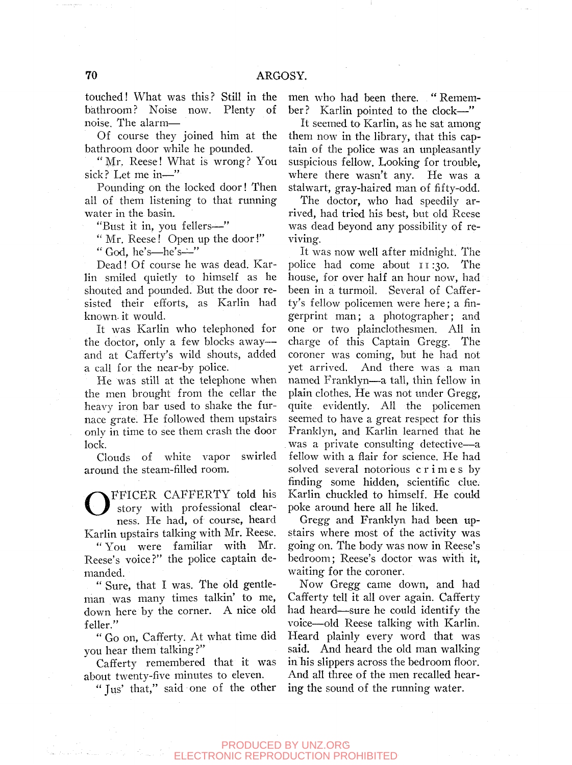touched! What was this? Still in the bathroom? Noise now. Plenty of noise. The alarm—

Of course they joined him at the bathroom door while he pounded.

"Mr. Reese! What is wrong? You sick? Let me in—"

Pounding on the locked door! Then all of them listening to that running water in the basin.

"Bust it in, you fellers—"

"Mr. Reese! Open up the door!"

"God, he's—he's—"

Dead! Of course he was dead. Karlin smiled quietly to himself as he shouted and pounded. But the door resisted their efforts, as Karlin had known it would.

It was Karlin who telephoned for the doctor, only a few blocks away—and at Cafferty's wild shouts, added a call for the near-by police.

He was still at the telephone when the men brought from the cellar the heavy iron bar used to shake the furnace grate. He followed them upstairs only in time to see them crash the door lock.

Clouds of white vapor swirled around the steam-filled room.

OFFICER CAFFERTY told his story with professional clearness. He had, of course, heard Karlin upstairs talking with Mr. Reese.

"You were familiar with Mr. Reese's voice?" the police captain demanded.

"Sure, that I was. The old gentleman was many times talkin' to me, down here by the corner. A nice old feller."

"Go on, Cafferty. At what time did you hear them talking?"

Cafferty remembered that it was about twenty-five minutes to eleven.

"Jus' that," said one of the other men who had been there. "Remember? Karlin pointed to the clock—"

It seemed to Karlin, as he sat among them now in the library, that this captain of the police was an unpleasantly suspicious fellow. Looking for trouble, where there wasn't any. He was a stalwart, gray-haired man of fifty-odd.

The doctor, who had speedily arrived, had tried his best, but old Reese was dead beyond any possibility of reviving.

It was now well after midnight. The police had come about 11:30. The house, for over half an hour now, had been in a turmoil. Several of Cafferty's fellow policemen were here; a fingerprint man; a photographer; and one or two plainclothesmen. All in charge of this Captain Gregg. The coroner was coming, but he had not yet arrived. And there was a man named Franklyn—a tall, thin fellow in plain clothes. He was not under Gregg, quite evidently. All the policemen seemed to have a great respect for this Franklyn, and Karlin learned that he was a private consulting detective—a fellow with a flair for science. He had solved several notorious crimes by finding some hidden, scientific clue. Karlin chuckled to himself. He could poke around here all he liked.

Gregg and Franklyn had been upstairs where most of the activity was going on. The body was now in Reese's bedroom; Reese's doctor was with it, waiting for the coroner.

Now Gregg came down, and had Cafferty tell it all over again. Cafferty had heard—sure he could identify the voice—old Reese talking with Karlin. Heard plainly every word that was said. And heard the old man walking in his slippers across the bedroom floor. And all three of the men recalled hearing the sound of the running water.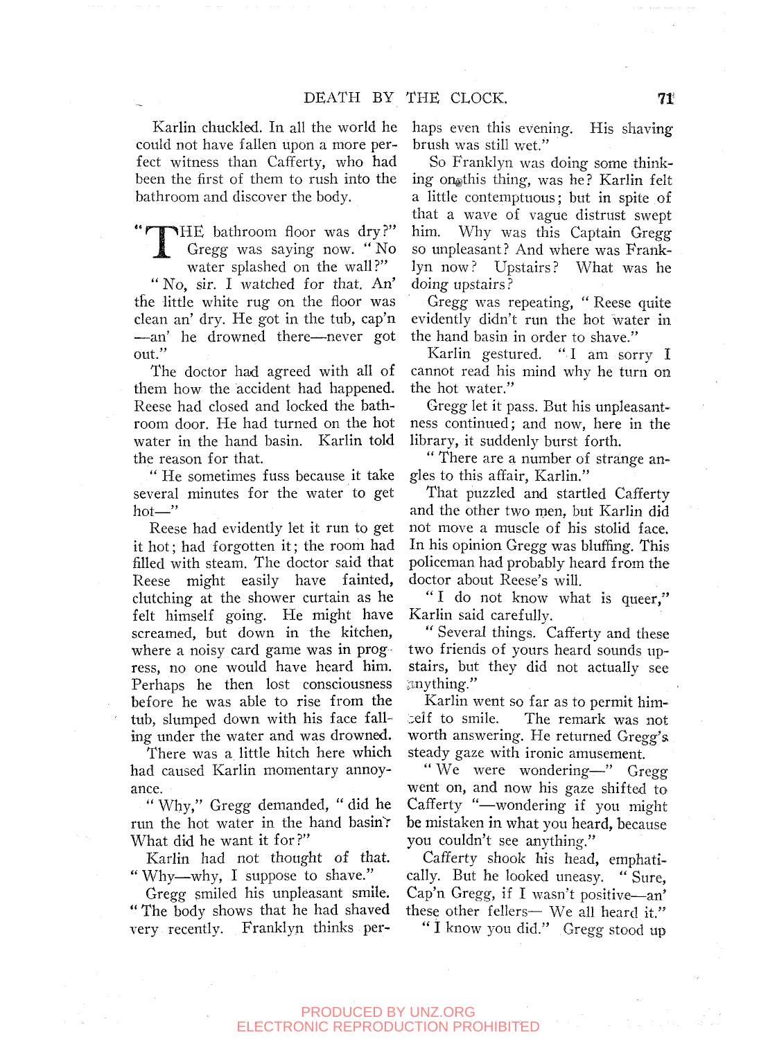Karlin chuckled. In all the world he could not have fallen upon a more perfect witness than Cafferty, who had been the first of them to rush into the bathroom and discover the body.

"THE bathroom floor was dry?" Gregg was saying now. "No water splashed on the wall?"

"No, sir. I watched for that. An' the little white rug on the floor was clean an' dry. He got in the tub, cap'n—an' he drowned there—never got out."

The doctor had agreed with all of them how the accident had happened. Reese had closed and locked the bathroom door. He had turned on the hot water in the hand basin. Karlin told the reason for that.

"He sometimes fuss because it take several minutes for the water to get hot—"

Reese had evidently let it run to get it hot; had forgotten it; the room had filled with steam. The doctor said that Reese might easily have fainted, clutching at the shower curtain as he felt himself going. He might have screamed, but down in the kitchen, where a noisy card game was in progress, no one would have heard him. Perhaps he then lost consciousness before he was able to rise from the tub, slumped down with his face falling under the water and was drowned.

There was a little hitch here which had caused Karlin momentary annoyance.

"Why," Gregg demanded, "did he run the hot water in the hand basin? What did he want it for?"

Karlin had not thought of that. "Why—why, I suppose to shave."

Gregg smiled his unpleasant smile. "The body shows that he had shaved very recently. Franklyn thinks perhaps even this evening. His shaving brush was still wet."

So Franklyn was doing some thinking on this thing, was he? Karlin felt a little contemptuous; but in spite of that a wave of vague distrust swept him. Why was this Captain Gregg so unpleasant? And where was Franklyn now? Upstairs? What was he doing upstairs?

Gregg was repeating, "Reese quite evidently didn't run the hot water in the hand basin in order to shave."

Karlin gestured. "I am sorry I cannot read his mind why he turn on the hot water."

Gregg let it pass. But his unpleasantness continued; and now, here in the library, it suddenly burst forth.

"There are a number of strange angles to this affair, Karlin."

That puzzled and startled Cafferty and the other two men, but Karlin did not move a muscle of his stolid face. In his opinion Gregg was bluffing. This policeman had probably heard from the doctor about Reese's will.

"I do not know what is queer," Karlin said carefully.

"Several things. Cafferty and these two friends of yours heard sounds upstairs, but they did not actually see anything."

Karlin went so far as to permit himself to smile. The remark was not worth answering. He returned Gregg's steady gaze with ironic amusement.

"We were wondering—" Gregg went on, and now his gaze shifted to Cafferty "—wondering if you might be mistaken in what you heard, because you couldn't see anything."

Cafferty shook his head, emphatically. But he looked uneasy. "Sure, Cap'n Gregg, if I wasn't positive—an' these other fellers— We all heard it."

"I know you did." Gregg stood up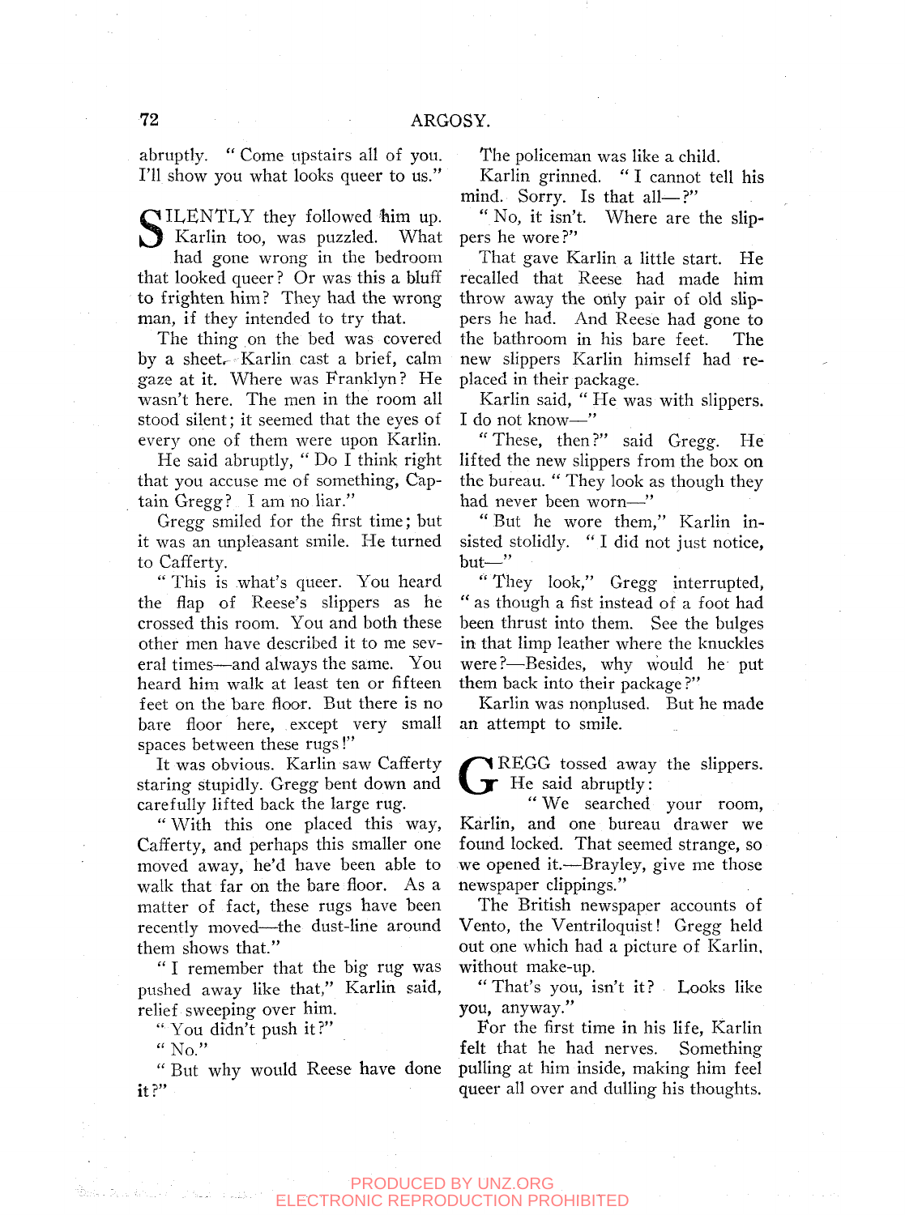abruptly. "Come upstairs all of you. I'll show you what looks queer to us."

SILENTLY they followed him up. Karlin too, was puzzled. What had gone wrong in the bedroom that looked queer? Or was this a bluff to frighten him? They had the wrong man, if they intended to try that.

The thing on the bed was covered by a sheet. Karlin cast a brief, calm gaze at it. Where was Franklyn? He wasn't here. The men in the room all stood silent; it seemed that the eyes of every one of them were upon Karlin.

He said abruptly, "Do I think right that you accuse me of something, Captain Gregg? I am no liar."

Gregg smiled for the first time; but it was an unpleasant smile. He turned to Cafferty.

"This is what's queer. You heard the flap of Reese's slippers as he crossed this room. You and both these other men have described it to me several times—and always the same. You heard him walk at least ten or fifteen feet on the bare floor. But there is no bare floor here, except very small spaces between these rugs!"

It was obvious. Karlin saw Cafferty staring stupidly. Gregg bent down and carefully lifted back the large rug.

"With this one placed this way, Cafferty, and perhaps this smaller one moved away, he'd have been able to walk that far on the bare floor. As a matter of fact, these rugs have been recently moved—the dust-line around them shows that."

"I remember that the big rug was pushed away like that," Karlin said, relief sweeping over him.

"You didn't push it?"

"No."

"But why would Reese have done it?"

The policeman was like a child.

Karlin grinned. "I cannot tell his mind. Sorry. Is that all—?"

"No, it isn't. Where are the slippers he wore?"

That gave Karlin a little start. He recalled that Reese had made him throw away the only pair of old slippers he had. And Reese had gone to the bathroom in his bare feet. The new slippers Karlin himself had replaced in their package.

Karlin said, "He was with slippers. I do not know—"

"These, then?" said Gregg. He lifted the new slippers from the box on the bureau. "They look as though they had never been worn—"

"But he wore them," Karlin insisted stolidly. "I did not just notice, but—"

"They look," Gregg interrupted, "as though a fist instead of a foot had been thrust into them. See the bulges in that limp leather where the knuckles were?—Besides, why would he put them back into their package?"

Karlin was nonplused. But he made an attempt to smile.

GREGG tossed away the slippers. He said abruptly:

"We searched your room, Karlin, and one bureau drawer we found locked. That seemed strange, so we opened it.—Brayley, give me those newspaper clippings."

The British newspaper accounts of Vento, the Ventriloquist! Gregg held out one which had a picture of Karlin, without make-up.

"That's you, isn't it? Looks like you, anyway."

For the first time in his life, Karlin felt that he had nerves. Something pulling at him inside, making him feel queer all over and dulling his thoughts.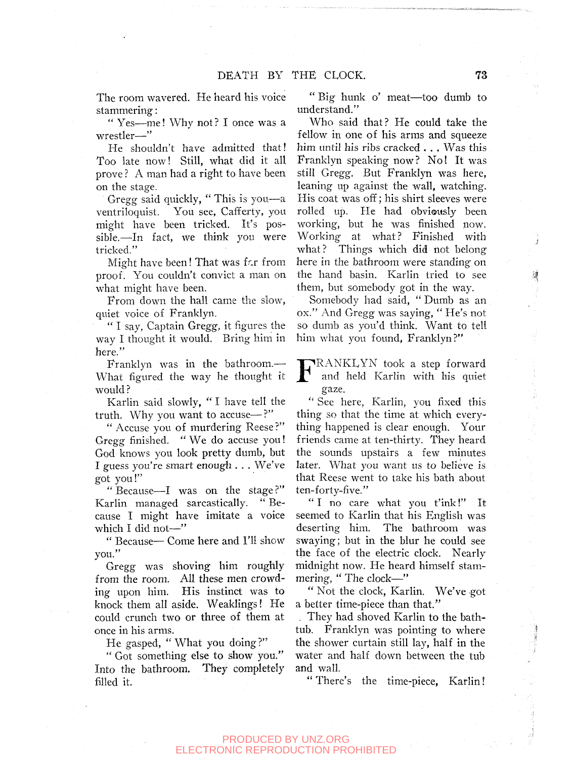The room wavered. He heard his voice stammering:

"Yes—me! Why not? I once was a wrestler—"

He shouldn't have admitted that! Too late now! Still, what did it all prove? A man had a right to have been on the stage.

Gregg said quickly, "This is you—a ventriloquist. You see, Cafferty, you might have been tricked. It's possible.—In fact, we think you were tricked."

Might have been! That was far from proof. You couldn't convict a man on what might have been.

From down the hall came the slow, quiet voice of Franklyn.

"I say, Captain Gregg, it figures the way I thought it would. Bring him in here."

Franklyn was in the bathroom.—What figured the way he thought it would?

Karlin said slowly, "I have tell the truth. Why you want to accuse—?"

"Accuse you of murdering Reese?" Gregg finished. "We do accuse you! God knows you look pretty dumb, but I guess you're smart enough . . . We've got you!"

"Because—I was on the stage?" Karlin managed sarcastically. "Because I might have imitate a voice which I did not—"

"Because— Come here and I'll show you."

Gregg was shoving him roughly from the room. All these men crowding upon him. His instinct was to knock them all aside. Weaklings! He could crunch two or three of them at once in his arms.

He gasped, "What you doing?"

"Got something else to show you." Into the bathroom. They completely filled it.

"Big hunk o' meat—too dumb to understand."

Who said that? He could take the fellow in one of his arms and squeeze him until his ribs cracked . . . Was this Franklyn speaking now? No! It was still Gregg. But Franklyn was here, leaning up against the wall, watching. His coat was off; his shirt sleeves were rolled up. He had obviously been working, but he was finished now. Working at what? Finished with what? Things which did not belong here in the bathroom were standing on the hand basin. Karlin tried to see them, but somebody got in the way.

Somebody had said, "Dumb as an ox." And Gregg was saying, "He's not so dumb as you'd think. Want to tell him what you found, Franklyn?"

FRANKLYN took a step forward and held Karlin with his quiet gaze.

"See here, Karlin, you fixed this thing so that the time at which everything happened is clear enough. Your friends came at ten-thirty. They heard the sounds upstairs a few minutes later. What you want us to believe is that Reese went to take his bath about ten-forty-five."

"I no care what you t'ink!" It seemed to Karlin that his English was deserting him. The bathroom was swaying; but in the blur he could see the face of the electric clock. Nearly midnight now. He heard himself stammering, "The clock—"

"Not the clock, Karlin. We've got a better time-piece than that."

They had shoved Karlin to the bathtub. Franklyn was pointing to where the shower curtain still lay, half in the water and half down between the tub and wall.

"There's the time-piece, Karlin!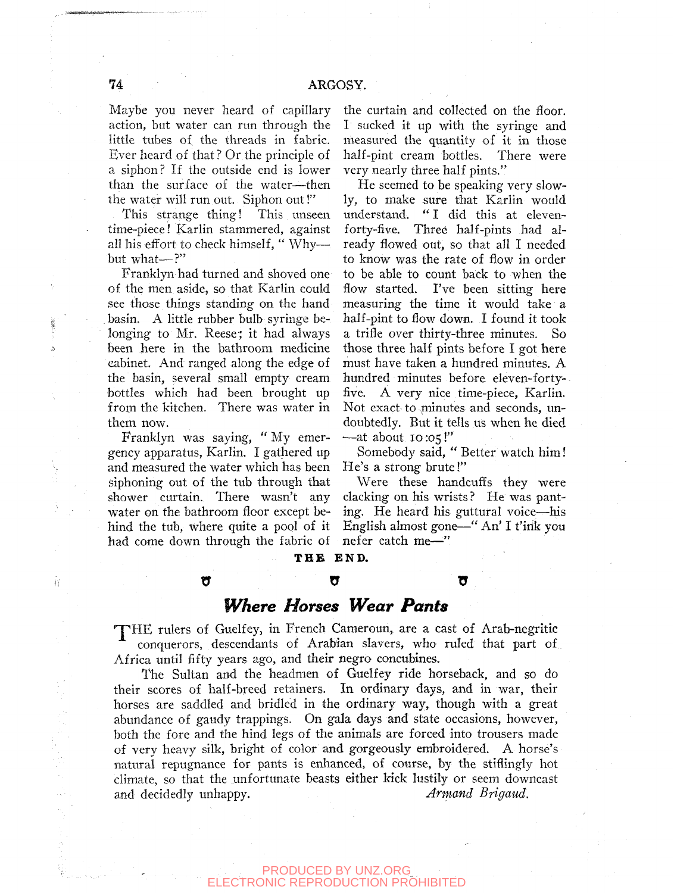Maybe you never heard of capillary action, but water can run through the little tubes of the threads in fabric. Ever heard of that? Or the principle of a siphon? If the outside end is lower than the surface of the water—then the water will run out. Siphon out!"

This strange thing! This unseen time-piece! Karlin stammered, against all his effort to check himself, "Why—but what—?"

Franklyn had turned and shoved one of the men aside, so that Karlin could see those things standing on the hand basin. A little rubber bulb syringe belonging to Mr. Reese; it had always been here in the bathroom medicine cabinet. And ranged along the edge of the basin, several small empty cream bottles which had been brought up from the kitchen. There was water in them now.

Franklyn was saying, "My emergency apparatus, Karlin. I gathered up and measured the water which has been siphoning out of the tub through that shower curtain. There wasn't any water on the bathroom floor except behind the tub, where quite a pool of it had come down through the fabric of the curtain and collected on the floor. I sucked it up with the syringe and measured the quantity of it in those half-pint cream bottles. There were very nearly three half pints."

He seemed to be speaking very slowly, to make sure that Karlin would understand. "I did this at eleven-forty-five. Three half-pints had already flowed out, so that all I needed to know was the rate of flow in order to be able to count back to when the flow started. I've been sitting here measuring the time it would take a half-pint to flow down. I found it took a trifle over thirty-three minutes. So those three half pints before I got here must have taken a hundred minutes. A hundred minutes before eleven-forty-five. A very nice time-piece, Karlin. Not exact to minutes and seconds, undoubtedly. But it tells us when he died—at about 10:05!"

Somebody said, "Better watch him! He's a strong brute!"

Were these handcuffs they were clacking on his wrists? He was panting. He heard his guttural voice—his English almost gone—"An' I t'ink you nefer catch me—"

**THE END.**

## *Where Horses Wear Pants*

THE rulers of Guelfey, in French Cameroun, are a cast of Arab-negritic conquerors, descendants of Arabian slavers, who ruled that part of Africa until fifty years ago, and their negro concubines.

The Sultan and the headmen of Guelfey ride horseback, and so do their scores of half-breed retainers. In ordinary days, and in war, their horses are saddled and bridled in the ordinary way, though with a great abundance of gaudy trappings. On gala days and state occasions, however, both the fore and the hind legs of the animals are forced into trousers made of very heavy silk, bright of color and gorgeously embroidered. A horse's natural repugnance for pants is enhanced, of course, by the stiflingly hot climate, so that the unfortunate beasts either kick lustily or seem downcast and decidedly unhappy.

*Armand Brigaud.*